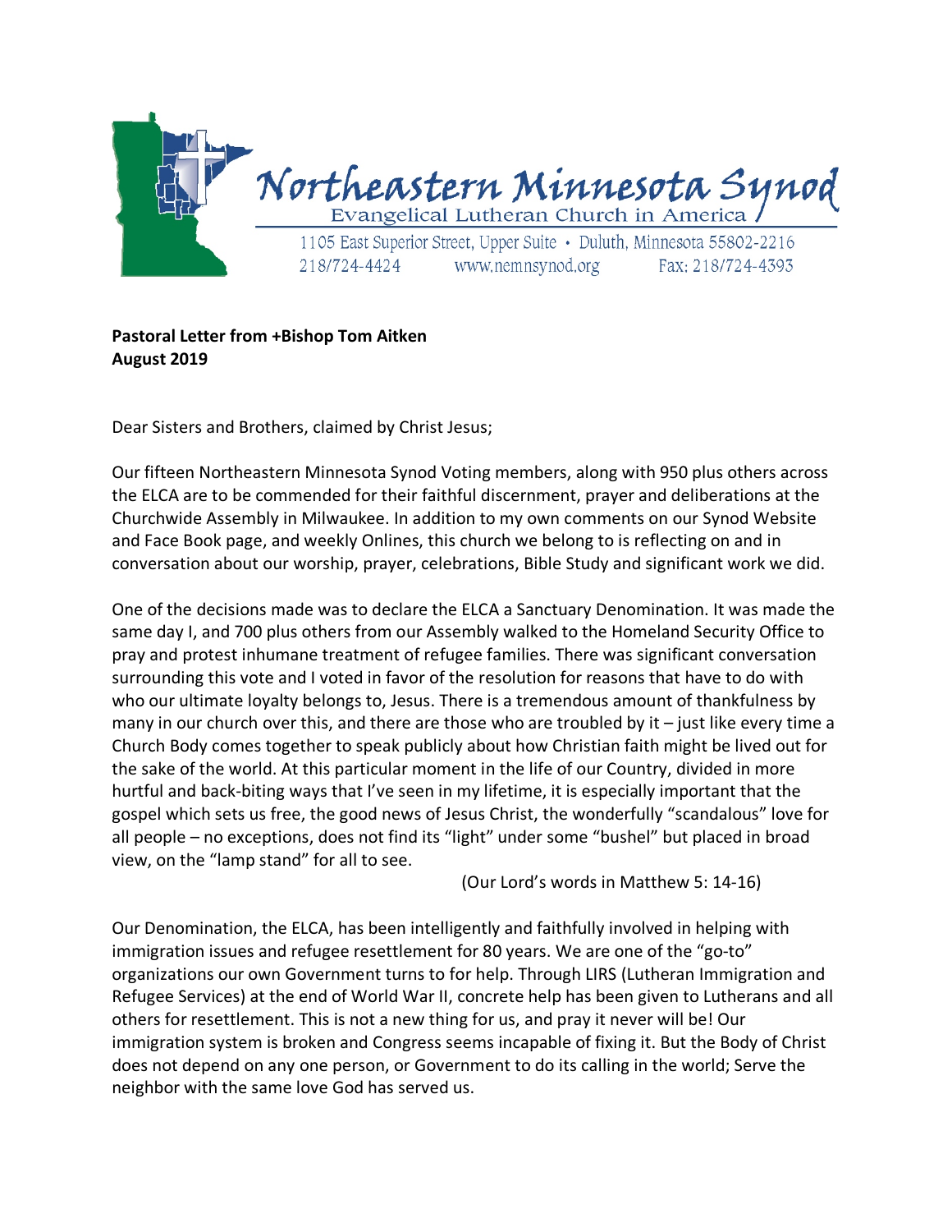# Northeastern Minnesota Synod

Evangelical Lutheran Church in America

1105 East Superior Street, Upper Suite • Duluth, Minnesota 55802-2216
218/724-4424 www.nemnsynod.org Fax: 218/724-4393

**Pastoral Letter from +Bishop Tom Aitken**
**August 2019**

Dear Sisters and Brothers, claimed by Christ Jesus;

Our fifteen Northeastern Minnesota Synod Voting members, along with 950 plus others across the ELCA are to be commended for their faithful discernment, prayer and deliberations at the Churchwide Assembly in Milwaukee. In addition to my own comments on our Synod Website and Face Book page, and weekly Onlines, this church we belong to is reflecting on and in conversation about our worship, prayer, celebrations, Bible Study and significant work we did.

One of the decisions made was to declare the ELCA a Sanctuary Denomination. It was made the same day I, and 700 plus others from our Assembly walked to the Homeland Security Office to pray and protest inhumane treatment of refugee families. There was significant conversation surrounding this vote and I voted in favor of the resolution for reasons that have to do with who our ultimate loyalty belongs to, Jesus. There is a tremendous amount of thankfulness by many in our church over this, and there are those who are troubled by it – just like every time a Church Body comes together to speak publicly about how Christian faith might be lived out for the sake of the world. At this particular moment in the life of our Country, divided in more hurtful and back-biting ways that I've seen in my lifetime, it is especially important that the gospel which sets us free, the good news of Jesus Christ, the wonderfully "scandalous" love for all people – no exceptions, does not find its "light" under some "bushel" but placed in broad view, on the "lamp stand" for all to see.

(Our Lord's words in Matthew 5: 14-16)

Our Denomination, the ELCA, has been intelligently and faithfully involved in helping with immigration issues and refugee resettlement for 80 years. We are one of the "go-to" organizations our own Government turns to for help. Through LIRS (Lutheran Immigration and Refugee Services) at the end of World War II, concrete help has been given to Lutherans and all others for resettlement. This is not a new thing for us, and pray it never will be! Our immigration system is broken and Congress seems incapable of fixing it. But the Body of Christ does not depend on any one person, or Government to do its calling in the world; Serve the neighbor with the same love God has served us.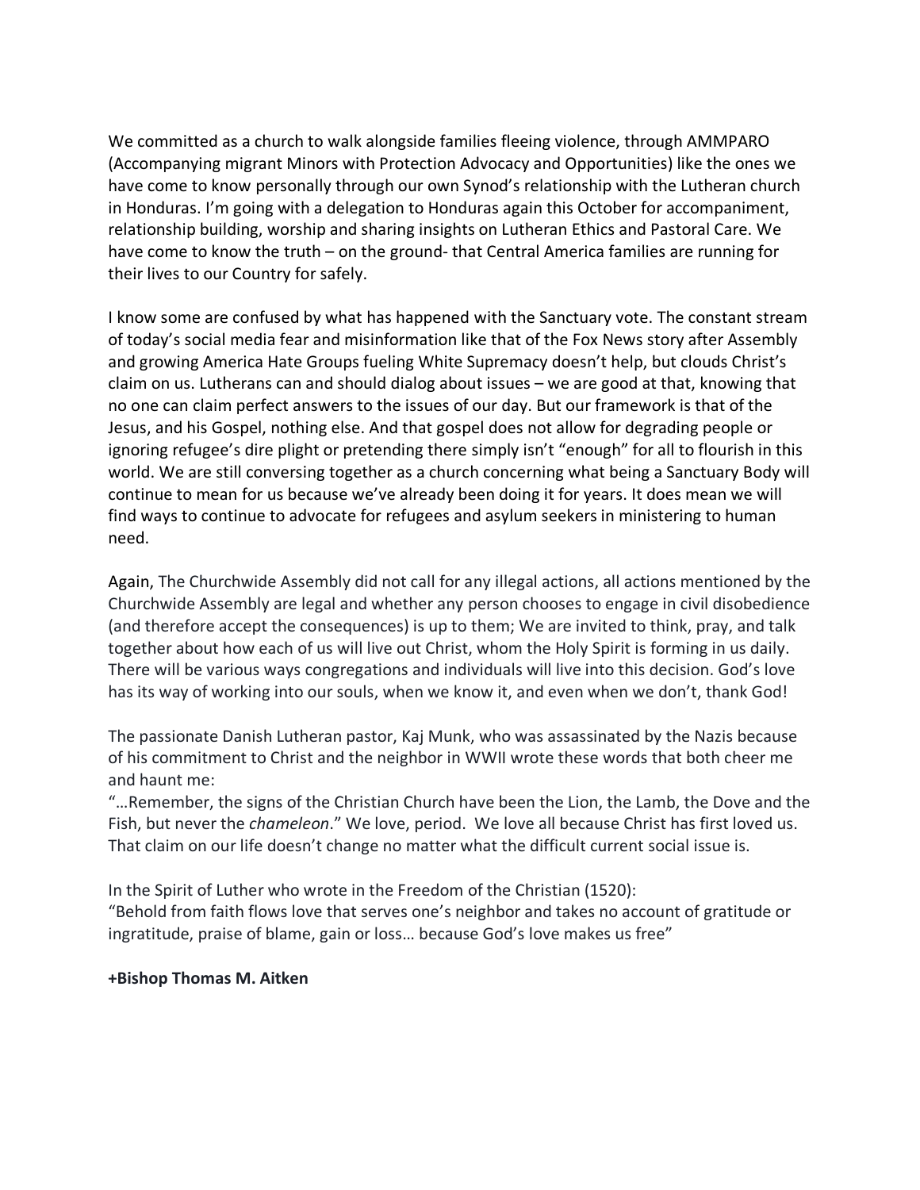We committed as a church to walk alongside families fleeing violence, through AMMPARO (Accompanying migrant Minors with Protection Advocacy and Opportunities) like the ones we have come to know personally through our own Synod's relationship with the Lutheran church in Honduras. I'm going with a delegation to Honduras again this October for accompaniment, relationship building, worship and sharing insights on Lutheran Ethics and Pastoral Care. We have come to know the truth – on the ground- that Central America families are running for their lives to our Country for safely.

I know some are confused by what has happened with the Sanctuary vote. The constant stream of today's social media fear and misinformation like that of the Fox News story after Assembly and growing America Hate Groups fueling White Supremacy doesn't help, but clouds Christ's claim on us. Lutherans can and should dialog about issues – we are good at that, knowing that no one can claim perfect answers to the issues of our day. But our framework is that of the Jesus, and his Gospel, nothing else. And that gospel does not allow for degrading people or ignoring refugee's dire plight or pretending there simply isn't "enough" for all to flourish in this world. We are still conversing together as a church concerning what being a Sanctuary Body will continue to mean for us because we've already been doing it for years. It does mean we will find ways to continue to advocate for refugees and asylum seekers in ministering to human need.

Again, The Churchwide Assembly did not call for any illegal actions, all actions mentioned by the Churchwide Assembly are legal and whether any person chooses to engage in civil disobedience (and therefore accept the consequences) is up to them; We are invited to think, pray, and talk together about how each of us will live out Christ, whom the Holy Spirit is forming in us daily. There will be various ways congregations and individuals will live into this decision. God's love has its way of working into our souls, when we know it, and even when we don't, thank God!

The passionate Danish Lutheran pastor, Kaj Munk, who was assassinated by the Nazis because of his commitment to Christ and the neighbor in WWII wrote these words that both cheer me and haunt me:
"…Remember, the signs of the Christian Church have been the Lion, the Lamb, the Dove and the Fish, but never the *chameleon*." We love, period. We love all because Christ has first loved us. That claim on our life doesn't change no matter what the difficult current social issue is.

In the Spirit of Luther who wrote in the Freedom of the Christian (1520):
"Behold from faith flows love that serves one's neighbor and takes no account of gratitude or ingratitude, praise of blame, gain or loss… because God's love makes us free"

**+Bishop Thomas M. Aitken**